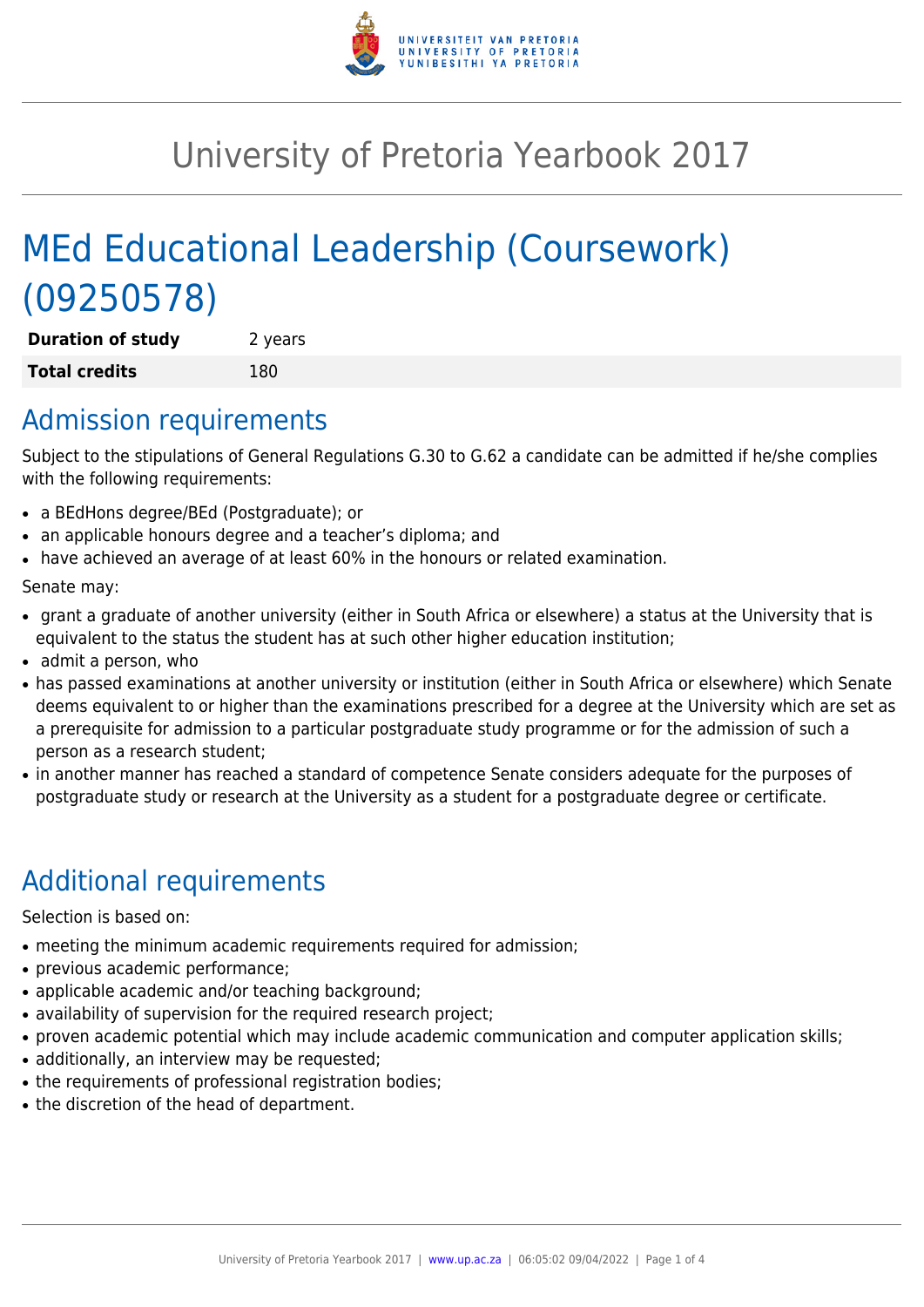# University of Pretoria Yearbook 2017

# MEd Educational Leadership (Coursework) (09250578)

| **Duration of study** | 2 years |
|---|---|
| **Total credits** | 180 |

## Admission requirements

Subject to the stipulations of General Regulations G.30 to G.62 a candidate can be admitted if he/she complies with the following requirements:

- a BEdHons degree/BEd (Postgraduate); or
- an applicable honours degree and a teacher's diploma; and
- have achieved an average of at least 60% in the honours or related examination.

Senate may:

- grant a graduate of another university (either in South Africa or elsewhere) a status at the University that is equivalent to the status the student has at such other higher education institution;
- admit a person, who
- has passed examinations at another university or institution (either in South Africa or elsewhere) which Senate deems equivalent to or higher than the examinations prescribed for a degree at the University which are set as a prerequisite for admission to a particular postgraduate study programme or for the admission of such a person as a research student;
- in another manner has reached a standard of competence Senate considers adequate for the purposes of postgraduate study or research at the University as a student for a postgraduate degree or certificate.

## Additional requirements

Selection is based on:

- meeting the minimum academic requirements required for admission;
- previous academic performance;
- applicable academic and/or teaching background;
- availability of supervision for the required research project;
- proven academic potential which may include academic communication and computer application skills;
- additionally, an interview may be requested;
- the requirements of professional registration bodies;
- the discretion of the head of department.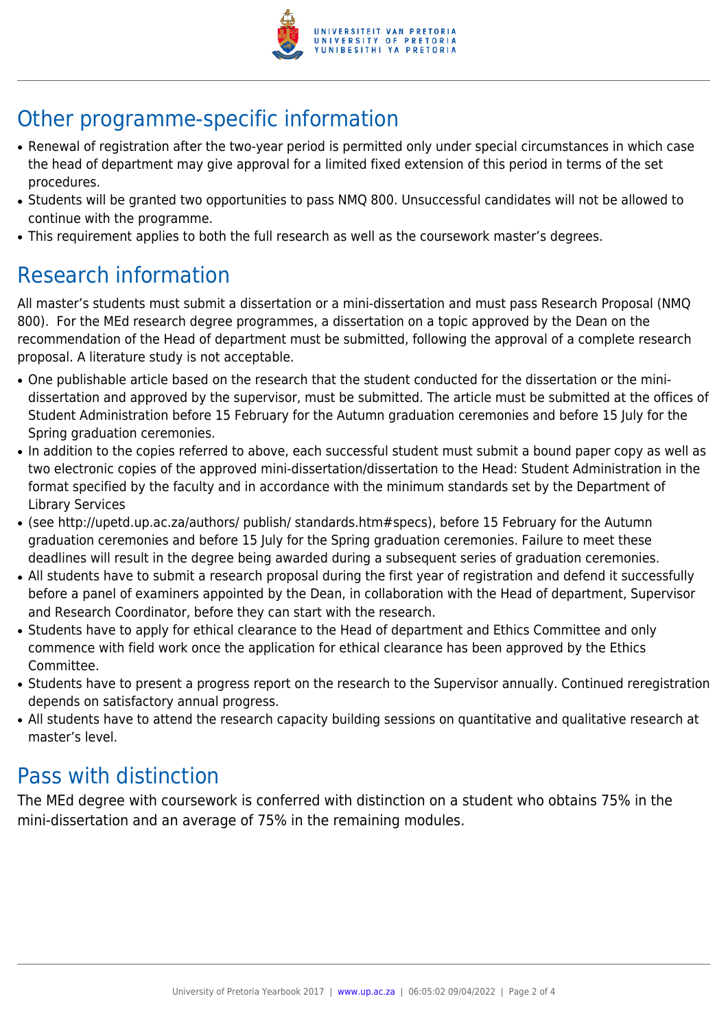## Other programme-specific information

- Renewal of registration after the two-year period is permitted only under special circumstances in which case the head of department may give approval for a limited fixed extension of this period in terms of the set procedures.
- Students will be granted two opportunities to pass NMQ 800. Unsuccessful candidates will not be allowed to continue with the programme.
- This requirement applies to both the full research as well as the coursework master's degrees.

## Research information

All master's students must submit a dissertation or a mini-dissertation and must pass Research Proposal (NMQ 800). For the MEd research degree programmes, a dissertation on a topic approved by the Dean on the recommendation of the Head of department must be submitted, following the approval of a complete research proposal. A literature study is not acceptable.

- One publishable article based on the research that the student conducted for the dissertation or the mini-dissertation and approved by the supervisor, must be submitted. The article must be submitted at the offices of Student Administration before 15 February for the Autumn graduation ceremonies and before 15 July for the Spring graduation ceremonies.
- In addition to the copies referred to above, each successful student must submit a bound paper copy as well as two electronic copies of the approved mini-dissertation/dissertation to the Head: Student Administration in the format specified by the faculty and in accordance with the minimum standards set by the Department of Library Services
- (see http://upetd.up.ac.za/authors/ publish/ standards.htm#specs), before 15 February for the Autumn graduation ceremonies and before 15 July for the Spring graduation ceremonies. Failure to meet these deadlines will result in the degree being awarded during a subsequent series of graduation ceremonies.
- All students have to submit a research proposal during the first year of registration and defend it successfully before a panel of examiners appointed by the Dean, in collaboration with the Head of department, Supervisor and Research Coordinator, before they can start with the research.
- Students have to apply for ethical clearance to the Head of department and Ethics Committee and only commence with field work once the application for ethical clearance has been approved by the Ethics Committee.
- Students have to present a progress report on the research to the Supervisor annually. Continued reregistration depends on satisfactory annual progress.
- All students have to attend the research capacity building sessions on quantitative and qualitative research at master's level.

## Pass with distinction

The MEd degree with coursework is conferred with distinction on a student who obtains 75% in the mini-dissertation and an average of 75% in the remaining modules.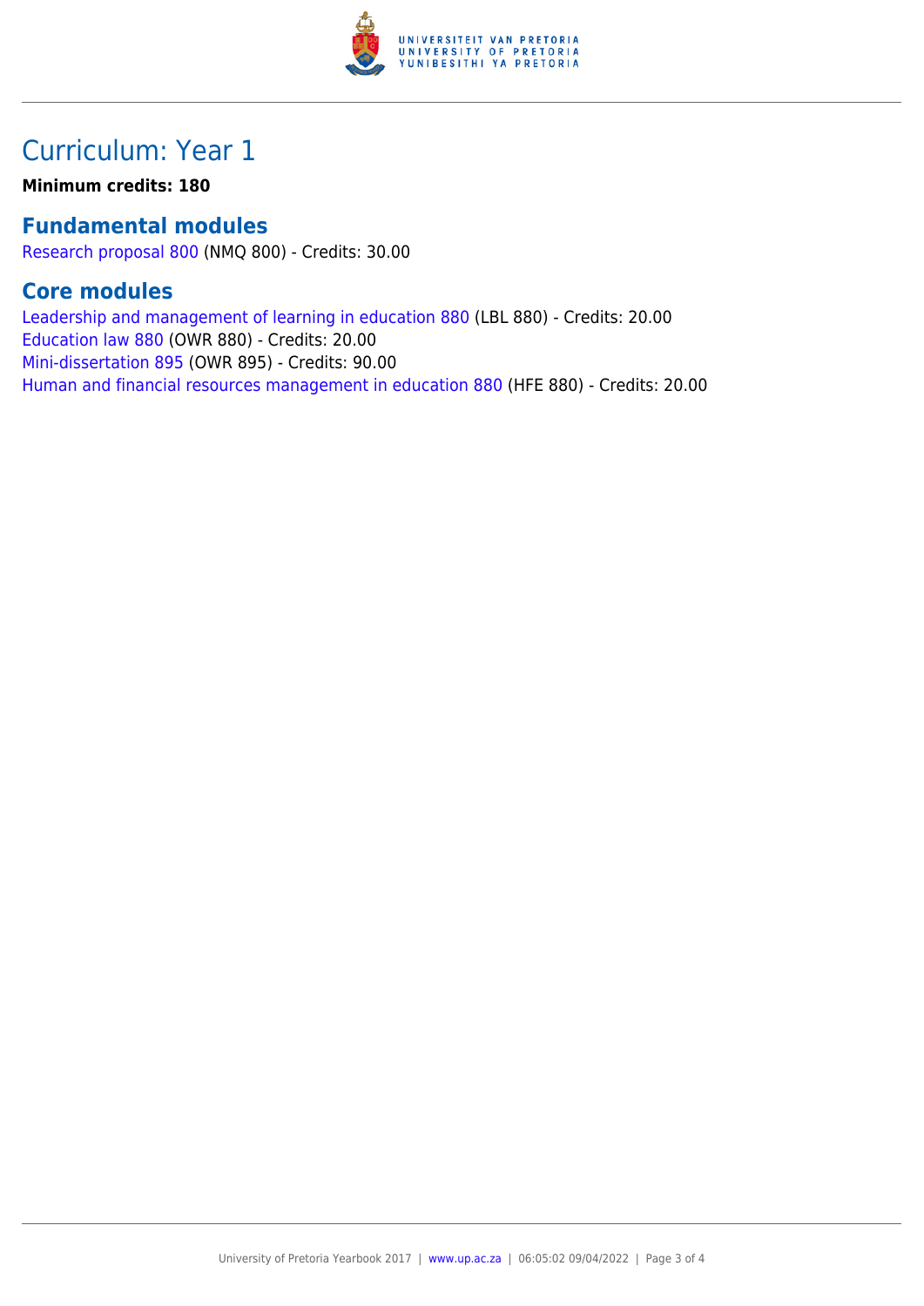# Curriculum: Year 1

**Minimum credits: 180**

## Fundamental modules

Research proposal 800 (NMQ 800) - Credits: 30.00

## Core modules

Leadership and management of learning in education 880 (LBL 880) - Credits: 20.00
Education law 880 (OWR 880) - Credits: 20.00
Mini-dissertation 895 (OWR 895) - Credits: 90.00
Human and financial resources management in education 880 (HFE 880) - Credits: 20.00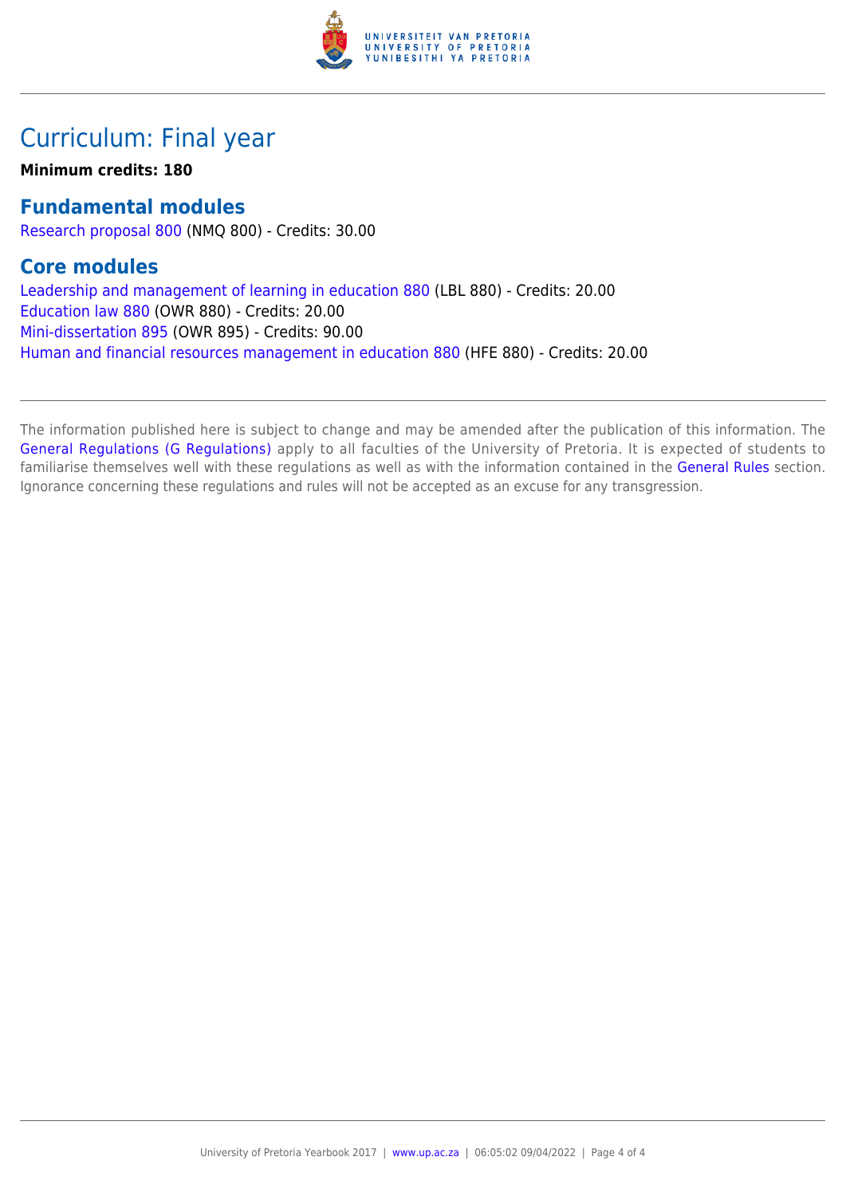# Curriculum: Final year

**Minimum credits: 180**

## Fundamental modules

Research proposal 800 (NMQ 800) - Credits: 30.00

## Core modules

Leadership and management of learning in education 880 (LBL 880) - Credits: 20.00
Education law 880 (OWR 880) - Credits: 20.00
Mini-dissertation 895 (OWR 895) - Credits: 90.00
Human and financial resources management in education 880 (HFE 880) - Credits: 20.00

The information published here is subject to change and may be amended after the publication of this information. The General Regulations (G Regulations) apply to all faculties of the University of Pretoria. It is expected of students to familiarise themselves well with these regulations as well as with the information contained in the General Rules section. Ignorance concerning these regulations and rules will not be accepted as an excuse for any transgression.